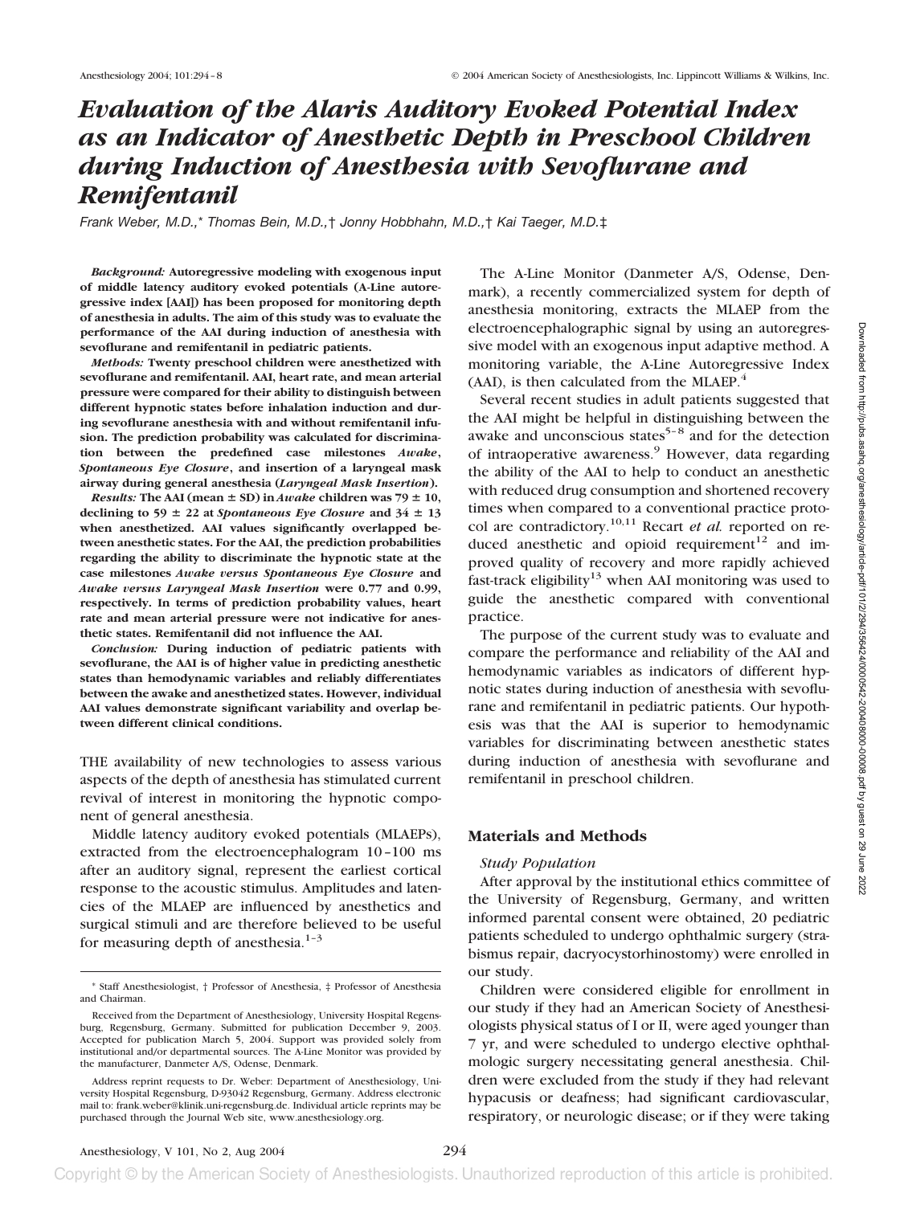# Evaluation of the Alaris Auditory Evoked Potential Index as an Indicator of Anesthetic Depth in Preschool Children during Induction of Anesthesia with Sevoflurane and Remifentanil

*Frank Weber, M.D.,\* Thomas Bein, M.D.,† Jonny Hobbhahn, M.D.,† Kai Taeger, M.D.‡*

***Background:*** **Autoregressive modeling with exogenous input of middle latency auditory evoked potentials (A-Line autoregressive index [AAI]) has been proposed for monitoring depth of anesthesia in adults. The aim of this study was to evaluate the performance of the AAI during induction of anesthesia with sevoflurane and remifentanil in pediatric patients.**

***Methods:*** **Twenty preschool children were anesthetized with sevoflurane and remifentanil. AAI, heart rate, and mean arterial pressure were compared for their ability to distinguish between different hypnotic states before inhalation induction and during sevoflurane anesthesia with and without remifentanil infusion. The prediction probability was calculated for discrimination between the predefined case milestones *Awake*, *Spontaneous Eye Closure*, and insertion of a laryngeal mask airway during general anesthesia (*Laryngeal Mask Insertion*).**

***Results:*** **The AAI (mean ± SD) in *Awake* children was 79 ± 10, declining to 59 ± 22 at *Spontaneous Eye Closure* and 34 ± 13 when anesthetized. AAI values significantly overlapped between anesthetic states. For the AAI, the prediction probabilities regarding the ability to discriminate the hypnotic state at the case milestones *Awake versus Spontaneous Eye Closure* and *Awake versus Laryngeal Mask Insertion* were 0.77 and 0.99, respectively. In terms of prediction probability values, heart rate and mean arterial pressure were not indicative for anesthetic states. Remifentanil did not influence the AAI.**

***Conclusion:*** **During induction of pediatric patients with sevoflurane, the AAI is of higher value in predicting anesthetic states than hemodynamic variables and reliably differentiates between the awake and anesthetized states. However, individual AAI values demonstrate significant variability and overlap between different clinical conditions.**

THE availability of new technologies to assess various aspects of the depth of anesthesia has stimulated current revival of interest in monitoring the hypnotic component of general anesthesia.

Middle latency auditory evoked potentials (MLAEPs), extracted from the electroencephalogram 10–100 ms after an auditory signal, represent the earliest cortical response to the acoustic stimulus. Amplitudes and latencies of the MLAEP are influenced by anesthetics and surgical stimuli and are therefore believed to be useful for measuring depth of anesthesia.[1–3]

The A-Line Monitor (Danmeter A/S, Odense, Denmark), a recently commercialized system for depth of anesthesia monitoring, extracts the MLAEP from the electroencephalographic signal by using an autoregressive model with an exogenous input adaptive method. A monitoring variable, the A-Line Autoregressive Index (AAI), is then calculated from the MLAEP.[4]

Several recent studies in adult patients suggested that the AAI might be helpful in distinguishing between the awake and unconscious states[5–8] and for the detection of intraoperative awareness.[9] However, data regarding the ability of the AAI to help to conduct an anesthetic with reduced drug consumption and shortened recovery times when compared to a conventional practice protocol are contradictory.[10,11] Recart *et al.* reported on reduced anesthetic and opioid requirement[12] and improved quality of recovery and more rapidly achieved fast-track eligibility[13] when AAI monitoring was used to guide the anesthetic compared with conventional practice.

The purpose of the current study was to evaluate and compare the performance and reliability of the AAI and hemodynamic variables as indicators of different hypnotic states during induction of anesthesia with sevoflurane and remifentanil in pediatric patients. Our hypothesis was that the AAI is superior to hemodynamic variables for discriminating between anesthetic states during induction of anesthesia with sevoflurane and remifentanil in preschool children.

## Materials and Methods

### Study Population

After approval by the institutional ethics committee of the University of Regensburg, Germany, and written informed parental consent were obtained, 20 pediatric patients scheduled to undergo ophthalmic surgery (strabismus repair, dacryocystorhinostomy) were enrolled in our study.

Children were considered eligible for enrollment in our study if they had an American Society of Anesthesiologists physical status of I or II, were aged younger than 7 yr, and were scheduled to undergo elective ophthalmologic surgery necessitating general anesthesia. Children were excluded from the study if they had relevant hypacusis or deafness; had significant cardiovascular, respiratory, or neurologic disease; or if they were taking

---

\* Staff Anesthesiologist, † Professor of Anesthesia, ‡ Professor of Anesthesia and Chairman.

Received from the Department of Anesthesiology, University Hospital Regensburg, Regensburg, Germany. Submitted for publication December 9, 2003. Accepted for publication March 5, 2004. Support was provided solely from institutional and/or departmental sources. The A-Line Monitor was provided by the manufacturer, Danmeter A/S, Odense, Denmark.

Address reprint requests to Dr. Weber: Department of Anesthesiology, University Hospital Regensburg, D-93042 Regensburg, Germany. Address electronic mail to: frank.weber@klinik.uni-regensburg.de. Individual article reprints may be purchased through the Journal Web site, www.anesthesiology.org.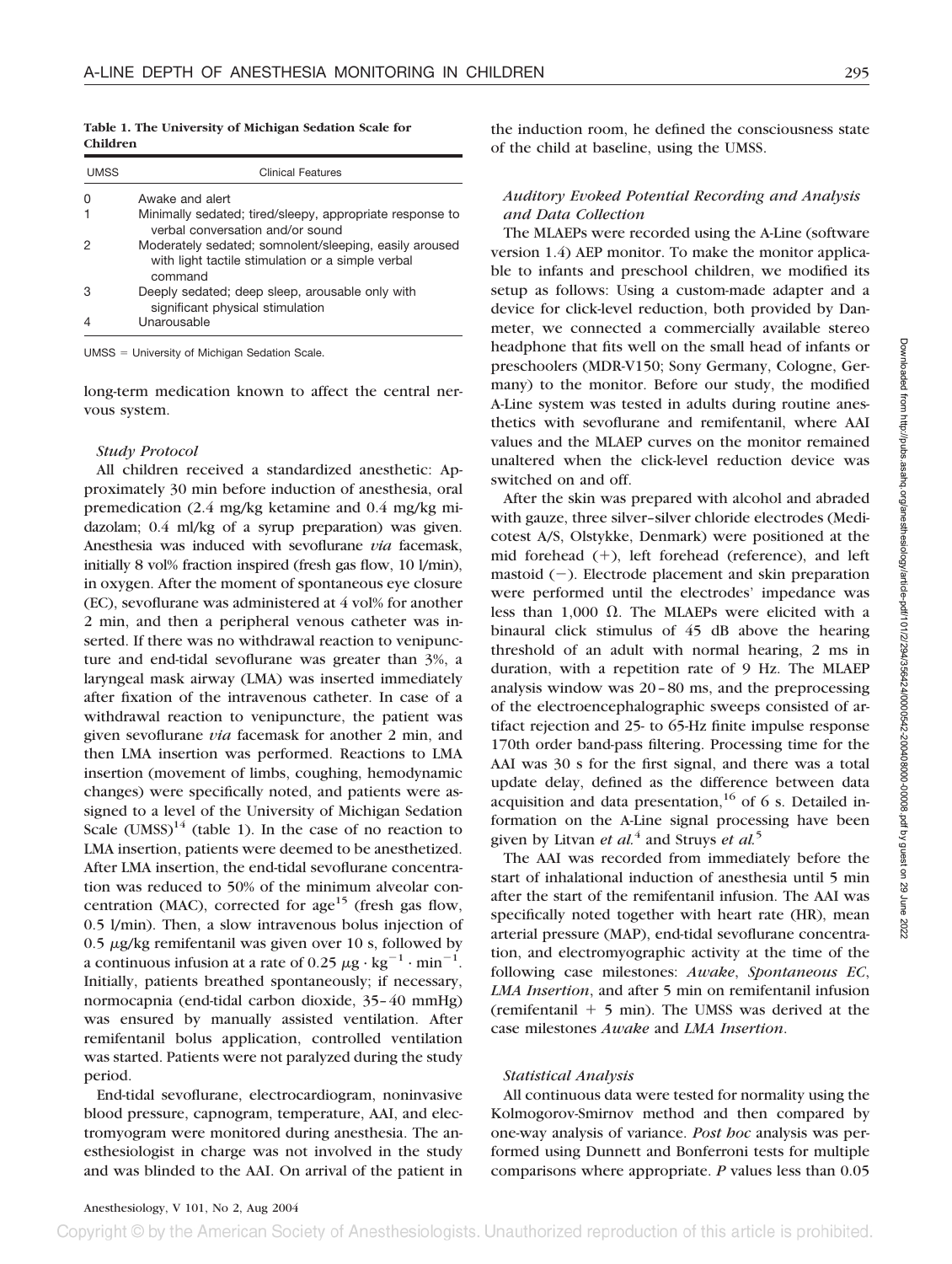**Table 1. The University of Michigan Sedation Scale for Children**

| UMSS | Clinical Features |
|---|---|
| 0 | Awake and alert |
| 1 | Minimally sedated; tired/sleepy, appropriate response to verbal conversation and/or sound |
| 2 | Moderately sedated; somnolent/sleeping, easily aroused with light tactile stimulation or a simple verbal command |
| 3 | Deeply sedated; deep sleep, arousable only with significant physical stimulation |
| 4 | Unarousable |

UMSS = University of Michigan Sedation Scale.

long-term medication known to affect the central nervous system.

### *Study Protocol*

All children received a standardized anesthetic: Approximately 30 min before induction of anesthesia, oral premedication (2.4 mg/kg ketamine and 0.4 mg/kg midazolam; 0.4 ml/kg of a syrup preparation) was given. Anesthesia was induced with sevoflurane *via* facemask, initially 8 vol% fraction inspired (fresh gas flow, 10 l/min), in oxygen. After the moment of spontaneous eye closure (EC), sevoflurane was administered at 4 vol% for another 2 min, and then a peripheral venous catheter was inserted. If there was no withdrawal reaction to venipuncture and end-tidal sevoflurane was greater than 3%, a laryngeal mask airway (LMA) was inserted immediately after fixation of the intravenous catheter. In case of a withdrawal reaction to venipuncture, the patient was given sevoflurane *via* facemask for another 2 min, and then LMA insertion was performed. Reactions to LMA insertion (movement of limbs, coughing, hemodynamic changes) were specifically noted, and patients were assigned to a level of the University of Michigan Sedation Scale (UMSS)[14] (table 1). In the case of no reaction to LMA insertion, patients were deemed to be anesthetized. After LMA insertion, the end-tidal sevoflurane concentration was reduced to 50% of the minimum alveolar concentration (MAC), corrected for age[15] (fresh gas flow, 0.5 l/min). Then, a slow intravenous bolus injection of 0.5 $\mu$g/kg remifentanil was given over 10 s, followed by a continuous infusion at a rate of $0.25\ \mu g \cdot kg^{-1} \cdot min^{-1}$. Initially, patients breathed spontaneously; if necessary, normocapnia (end-tidal carbon dioxide, 35–40 mmHg) was ensured by manually assisted ventilation. After remifentanil bolus application, controlled ventilation was started. Patients were not paralyzed during the study period.

End-tidal sevoflurane, electrocardiogram, noninvasive blood pressure, capnogram, temperature, AAI, and electromyogram were monitored during anesthesia. The anesthesiologist in charge was not involved in the study and was blinded to the AAI. On arrival of the patient in the induction room, he defined the consciousness state of the child at baseline, using the UMSS.

### *Auditory Evoked Potential Recording and Analysis and Data Collection*

The MLAEPs were recorded using the A-Line (software version 1.4) AEP monitor. To make the monitor applicable to infants and preschool children, we modified its setup as follows: Using a custom-made adapter and a device for click-level reduction, both provided by Danmeter, we connected a commercially available stereo headphone that fits well on the small head of infants or preschoolers (MDR-V150; Sony Germany, Cologne, Germany) to the monitor. Before our study, the modified A-Line system was tested in adults during routine anesthetics with sevoflurane and remifentanil, where AAI values and the MLAEP curves on the monitor remained unaltered when the click-level reduction device was switched on and off.

After the skin was prepared with alcohol and abraded with gauze, three silver–silver chloride electrodes (Medicotest A/S, Olstykke, Denmark) were positioned at the mid forehead (+), left forehead (reference), and left mastoid (−). Electrode placement and skin preparation were performed until the electrodes' impedance was less than 1,000 Ω. The MLAEPs were elicited with a binaural click stimulus of 45 dB above the hearing threshold of an adult with normal hearing, 2 ms in duration, with a repetition rate of 9 Hz. The MLAEP analysis window was 20–80 ms, and the preprocessing of the electroencephalographic sweeps consisted of artifact rejection and 25- to 65-Hz finite impulse response 170th order band-pass filtering. Processing time for the AAI was 30 s for the first signal, and there was a total update delay, defined as the difference between data acquisition and data presentation,[16] of 6 s. Detailed information on the A-Line signal processing have been given by Litvan *et al.*[4] and Struys *et al.*[5]

The AAI was recorded from immediately before the start of inhalational induction of anesthesia until 5 min after the start of the remifentanil infusion. The AAI was specifically noted together with heart rate (HR), mean arterial pressure (MAP), end-tidal sevoflurane concentration, and electromyographic activity at the time of the following case milestones: *Awake*, *Spontaneous EC*, *LMA Insertion*, and after 5 min on remifentanil infusion (remifentanil + 5 min). The UMSS was derived at the case milestones *Awake* and *LMA Insertion*.

### *Statistical Analysis*

All continuous data were tested for normality using the Kolmogorov-Smirnov method and then compared by one-way analysis of variance. *Post hoc* analysis was performed using Dunnett and Bonferroni tests for multiple comparisons where appropriate. *P* values less than 0.05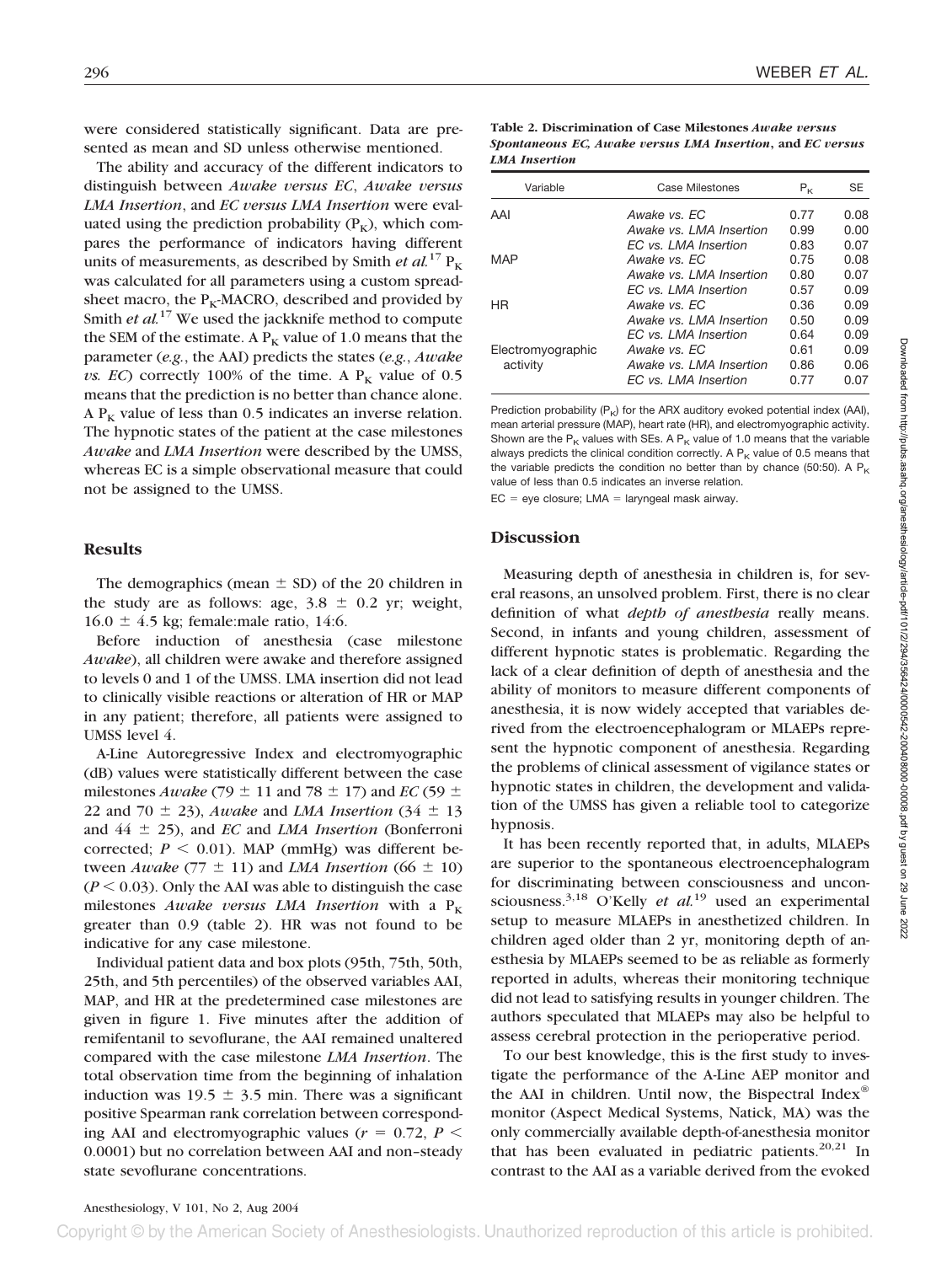were considered statistically significant. Data are presented as mean and SD unless otherwise mentioned.

The ability and accuracy of the different indicators to distinguish between *Awake versus EC*, *Awake versus LMA Insertion*, and *EC versus LMA Insertion* were evaluated using the prediction probability ($P_K$), which compares the performance of indicators having different units of measurements, as described by Smith *et al.*[17] $P_K$ was calculated for all parameters using a custom spreadsheet macro, the $P_K$-MACRO, described and provided by Smith *et al.*[17] We used the jackknife method to compute the SEM of the estimate. A $P_K$ value of 1.0 means that the parameter (*e.g.*, the AAI) predicts the states (*e.g.*, *Awake vs. EC*) correctly 100% of the time. A $P_K$ value of 0.5 means that the prediction is no better than chance alone. A $P_K$ value of less than 0.5 indicates an inverse relation. The hypnotic states of the patient at the case milestones *Awake* and *LMA Insertion* were described by the UMSS, whereas EC is a simple observational measure that could not be assigned to the UMSS.

## Results

The demographics (mean ± SD) of the 20 children in the study are as follows: age, 3.8 ± 0.2 yr; weight, 16.0 ± 4.5 kg; female:male ratio, 14:6.

Before induction of anesthesia (case milestone *Awake*), all children were awake and therefore assigned to levels 0 and 1 of the UMSS. LMA insertion did not lead to clinically visible reactions or alteration of HR or MAP in any patient; therefore, all patients were assigned to UMSS level 4.

A-Line Autoregressive Index and electromyographic (dB) values were statistically different between the case milestones *Awake* (79 ± 11 and 78 ± 17) and *EC* (59 ± 22 and 70 ± 23), *Awake* and *LMA Insertion* (34 ± 13 and 44 ± 25), and *EC* and *LMA Insertion* (Bonferroni corrected; $P < 0.01$). MAP (mmHg) was different between *Awake* (77 ± 11) and *LMA Insertion* (66 ± 10) ($P < 0.03$). Only the AAI was able to distinguish the case milestones *Awake versus LMA Insertion* with a $P_K$ greater than 0.9 (table 2). HR was not found to be indicative for any case milestone.

Individual patient data and box plots (95th, 75th, 50th, 25th, and 5th percentiles) of the observed variables AAI, MAP, and HR at the predetermined case milestones are given in figure 1. Five minutes after the addition of remifentanil to sevoflurane, the AAI remained unaltered compared with the case milestone *LMA Insertion*. The total observation time from the beginning of inhalation induction was 19.5 ± 3.5 min. There was a significant positive Spearman rank correlation between corresponding AAI and electromyographic values ($r = 0.72$, $P < 0.0001$) but no correlation between AAI and non–steady state sevoflurane concentrations.

**Table 2. Discrimination of Case Milestones *Awake versus Spontaneous EC*, *Awake versus LMA Insertion*, and *EC versus LMA Insertion***

| Variable | Case Milestones | $P_K$ | SE |
|---|---|---|---|
| AAI | *Awake vs. EC* | 0.77 | 0.08 |
| | *Awake vs. LMA Insertion* | 0.99 | 0.00 |
| | *EC vs. LMA Insertion* | 0.83 | 0.07 |
| MAP | *Awake vs. EC* | 0.75 | 0.08 |
| | *Awake vs. LMA Insertion* | 0.80 | 0.07 |
| | *EC vs. LMA Insertion* | 0.57 | 0.09 |
| HR | *Awake vs. EC* | 0.36 | 0.09 |
| | *Awake vs. LMA Insertion* | 0.50 | 0.09 |
| | *EC vs. LMA Insertion* | 0.64 | 0.09 |
| Electromyographic activity | *Awake vs. EC* | 0.61 | 0.09 |
| | *Awake vs. LMA Insertion* | 0.86 | 0.06 |
| | *EC vs. LMA Insertion* | 0.77 | 0.07 |

Prediction probability ($P_K$) for the ARX auditory evoked potential index (AAI), mean arterial pressure (MAP), heart rate (HR), and electromyographic activity. Shown are the $P_K$ values with SEs. A $P_K$ value of 1.0 means that the variable always predicts the clinical condition correctly. A $P_K$ value of 0.5 means that the variable predicts the condition no better than by chance (50:50). A $P_K$ value of less than 0.5 indicates an inverse relation.

EC = eye closure; LMA = laryngeal mask airway.

## Discussion

Measuring depth of anesthesia in children is, for several reasons, an unsolved problem. First, there is no clear definition of what *depth of anesthesia* really means. Second, in infants and young children, assessment of different hypnotic states is problematic. Regarding the lack of a clear definition of depth of anesthesia and the ability of monitors to measure different components of anesthesia, it is now widely accepted that variables derived from the electroencephalogram or MLAEPs represent the hypnotic component of anesthesia. Regarding the problems of clinical assessment of vigilance states or hypnotic states in children, the development and validation of the UMSS has given a reliable tool to categorize hypnosis.

It has been recently reported that, in adults, MLAEPs are superior to the spontaneous electroencephalogram for discriminating between consciousness and unconsciousness.[3,18] O'Kelly *et al.*[19] used an experimental setup to measure MLAEPs in anesthetized children. In children aged older than 2 yr, monitoring depth of anesthesia by MLAEPs seemed to be as reliable as formerly reported in adults, whereas their monitoring technique did not lead to satisfying results in younger children. The authors speculated that MLAEPs may also be helpful to assess cerebral protection in the perioperative period.

To our best knowledge, this is the first study to investigate the performance of the A-Line AEP monitor and the AAI in children. Until now, the Bispectral Index® monitor (Aspect Medical Systems, Natick, MA) was the only commercially available depth-of-anesthesia monitor that has been evaluated in pediatric patients.[20,21] In contrast to the AAI as a variable derived from the evoked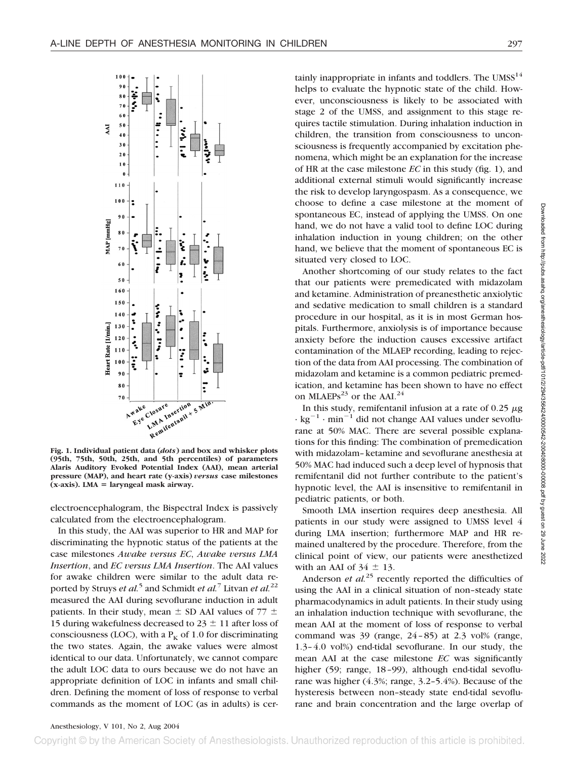Fig. 1. Individual patient data (*dots*) and box and whisker plots (95th, 75th, 50th, 25th, and 5th percentiles) of parameters Alaris Auditory Evoked Potential Index (AAI), mean arterial pressure (MAP), and heart rate (y-axis) *versus* case milestones (x-axis). LMA = laryngeal mask airway.

electroencephalogram, the Bispectral Index is passively calculated from the electroencephalogram.

In this study, the AAI was superior to HR and MAP for discriminating the hypnotic status of the patients at the case milestones *Awake versus EC*, *Awake versus LMA Insertion*, and *EC versus LMA Insertion*. The AAI values for awake children were similar to the adult data reported by Struys *et al.*[5] and Schmidt *et al.*[7] Litvan *et al.*[22] measured the AAI during sevoflurane induction in adult patients. In their study, mean ± SD AAI values of 77 ± 15 during wakefulness decreased to 23 ± 11 after loss of consciousness (LOC), with a $P_K$ of 1.0 for discriminating the two states. Again, the awake values were almost identical to our data. Unfortunately, we cannot compare the adult LOC data to ours because we do not have an appropriate definition of LOC in infants and small children. Defining the moment of loss of response to verbal commands as the moment of LOC (as in adults) is certainly inappropriate in infants and toddlers. The UMSS[14] helps to evaluate the hypnotic state of the child. However, unconsciousness is likely to be associated with stage 2 of the UMSS, and assignment to this stage requires tactile stimulation. During inhalation induction in children, the transition from consciousness to unconsciousness is frequently accompanied by excitation phenomena, which might be an explanation for the increase of HR at the case milestone *EC* in this study (fig. 1), and additional external stimuli would significantly increase the risk to develop laryngospasm. As a consequence, we choose to define a case milestone at the moment of spontaneous EC, instead of applying the UMSS. On one hand, we do not have a valid tool to define LOC during inhalation induction in young children; on the other hand, we believe that the moment of spontaneous EC is situated very closed to LOC.

Another shortcoming of our study relates to the fact that our patients were premedicated with midazolam and ketamine. Administration of preanesthetic anxiolytic and sedative medication to small children is a standard procedure in our hospital, as it is in most German hospitals. Furthermore, anxiolysis is of importance because anxiety before the induction causes excessive artifact contamination of the MLAEP recording, leading to rejection of the data from AAI processing. The combination of midazolam and ketamine is a common pediatric premedication, and ketamine has been shown to have no effect on MLAEPs[23] or the AAI.[24]

In this study, remifentanil infusion at a rate of 0.25 $\mu g \cdot kg^{-1} \cdot min^{-1}$ did not change AAI values under sevoflurane at 50% MAC. There are several possible explanations for this finding: The combination of premedication with midazolam–ketamine and sevoflurane anesthesia at 50% MAC had induced such a deep level of hypnosis that remifentanil did not further contribute to the patient's hypnotic level, the AAI is insensitive to remifentanil in pediatric patients, or both.

Smooth LMA insertion requires deep anesthesia. All patients in our study were assigned to UMSS level 4 during LMA insertion; furthermore MAP and HR remained unaltered by the procedure. Therefore, from the clinical point of view, our patients were anesthetized with an AAI of 34 ± 13.

Anderson *et al.*[25] recently reported the difficulties of using the AAI in a clinical situation of non–steady state pharmacodynamics in adult patients. In their study using an inhalation induction technique with sevoflurane, the mean AAI at the moment of loss of response to verbal command was 39 (range, 24–85) at 2.3 vol% (range, 1.3–4.0 vol%) end-tidal sevoflurane. In our study, the mean AAI at the case milestone *EC* was significantly higher (59; range, 18–99), although end-tidal sevoflurane was higher (4.3%; range, 3.2–5.4%). Because of the hysteresis between non–steady state end-tidal sevoflurane and brain concentration and the large overlap of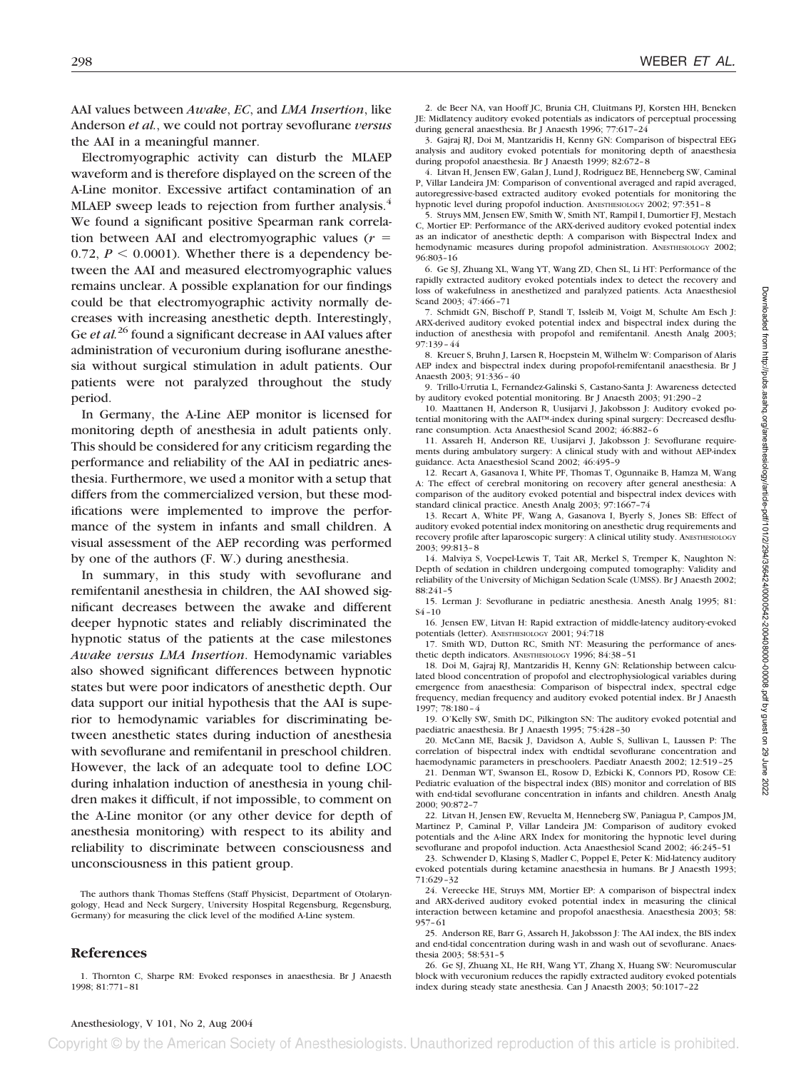AAI values between *Awake*, *EC*, and *LMA Insertion*, like Anderson *et al.*, we could not portray sevoflurane *versus* the AAI in a meaningful manner.

Electromyographic activity can disturb the MLAEP waveform and is therefore displayed on the screen of the A-Line monitor. Excessive artifact contamination of an MLAEP sweep leads to rejection from further analysis.[4] We found a significant positive Spearman rank correlation between AAI and electromyographic values ($r = 0.72$, $P < 0.0001$). Whether there is a dependency between the AAI and measured electromyographic values remains unclear. A possible explanation for our findings could be that electromyographic activity normally decreases with increasing anesthetic depth. Interestingly, Ge *et al.*[26] found a significant decrease in AAI values after administration of vecuronium during isoflurane anesthesia without surgical stimulation in adult patients. Our patients were not paralyzed throughout the study period.

In Germany, the A-Line AEP monitor is licensed for monitoring depth of anesthesia in adult patients only. This should be considered for any criticism regarding the performance and reliability of the AAI in pediatric anesthesia. Furthermore, we used a monitor with a setup that differs from the commercialized version, but these modifications were implemented to improve the performance of the system in infants and small children. A visual assessment of the AEP recording was performed by one of the authors (F. W.) during anesthesia.

In summary, in this study with sevoflurane and remifentanil anesthesia in children, the AAI showed significant decreases between the awake and different deeper hypnotic states and reliably discriminated the hypnotic status of the patients at the case milestones *Awake versus LMA Insertion*. Hemodynamic variables also showed significant differences between hypnotic states but were poor indicators of anesthetic depth. Our data support our initial hypothesis that the AAI is superior to hemodynamic variables for discriminating between anesthetic states during induction of anesthesia with sevoflurane and remifentanil in preschool children. However, the lack of an adequate tool to define LOC during inhalation induction of anesthesia in young children makes it difficult, if not impossible, to comment on the A-Line monitor (or any other device for depth of anesthesia monitoring) with respect to its ability and reliability to discriminate between consciousness and unconsciousness in this patient group.

The authors thank Thomas Steffens (Staff Physicist, Department of Otolaryngology, Head and Neck Surgery, University Hospital Regensburg, Regensburg, Germany) for measuring the click level of the modified A-Line system.

## References

1. Thornton C, Sharpe RM: Evoked responses in anaesthesia. Br J Anaesth 1998; 81:771–81
2. de Beer NA, van Hooff JC, Brunia CH, Cluitmans PJ, Korsten HH, Beneken JE: Midlatency auditory evoked potentials as indicators of perceptual processing during general anaesthesia. Br J Anaesth 1996; 77:617–24
3. Gajraj RJ, Doi M, Mantzaridis H, Kenny GN: Comparison of bispectral EEG analysis and auditory evoked potentials for monitoring depth of anaesthesia during propofol anaesthesia. Br J Anaesth 1999; 82:672–8
4. Litvan H, Jensen EW, Galan J, Lund J, Rodriguez BE, Henneberg SW, Caminal P, Villar Landeira JM: Comparison of conventional averaged and rapid averaged, autoregressive-based extracted auditory evoked potentials for monitoring the hypnotic level during propofol induction. Anesthesiology 2002; 97:351–8
5. Struys MM, Jensen EW, Smith W, Smith NT, Rampil I, Dumortier FJ, Mestach C, Mortier EP: Performance of the ARX-derived auditory evoked potential index as an indicator of anesthetic depth: A comparison with Bispectral Index and hemodynamic measures during propofol administration. Anesthesiology 2002; 96:803–16
6. Ge SJ, Zhuang XL, Wang YT, Wang ZD, Chen SL, Li HT: Performance of the rapidly extracted auditory evoked potentials index to detect the recovery and loss of wakefulness in anesthetized and paralyzed patients. Acta Anaesthesiol Scand 2003; 47:466–71
7. Schmidt GN, Bischoff P, Standl T, Issleib M, Voigt M, Schulte Am Esch J: ARX-derived auditory evoked potential index and bispectral index during the induction of anesthesia with propofol and remifentanil. Anesth Analg 2003; 97:139–44
8. Kreuer S, Bruhn J, Larsen R, Hoepstein M, Wilhelm W: Comparison of Alaris AEP index and bispectral index during propofol-remifentanil anaesthesia. Br J Anaesth 2003; 91:336–40
9. Trillo-Urrutia L, Fernandez-Galinski S, Castano-Santa J: Awareness detected by auditory evoked potential monitoring. Br J Anaesth 2003; 91:290–2
10. Maattanen H, Anderson R, Uusijarvi J, Jakobsson J: Auditory evoked potential monitoring with the AAI™-index during spinal surgery: Decreased desflurane consumption. Acta Anaesthesiol Scand 2002; 46:882–6
11. Assareh H, Anderson RE, Uusijarvi J, Jakobsson J: Sevoflurane requirements during ambulatory surgery: A clinical study with and without AEP-index guidance. Acta Anaesthesiol Scand 2002; 46:495–9
12. Recart A, Gasanova I, White PF, Thomas T, Ogunnaike B, Hamza M, Wang A: The effect of cerebral monitoring on recovery after general anesthesia: A comparison of the auditory evoked potential and bispectral index devices with standard clinical practice. Anesth Analg 2003; 97:1667–74
13. Recart A, White PF, Wang A, Gasanova I, Byerly S, Jones SB: Effect of auditory evoked potential index monitoring on anesthetic drug requirements and recovery profile after laparoscopic surgery: A clinical utility study. Anesthesiology 2003; 99:813–8
14. Malviya S, Voepel-Lewis T, Tait AR, Merkel S, Tremper K, Naughton N: Depth of sedation in children undergoing computed tomography: Validity and reliability of the University of Michigan Sedation Scale (UMSS). Br J Anaesth 2002; 88:241–5
15. Lerman J: Sevoflurane in pediatric anesthesia. Anesth Analg 1995; 81: S4–10
16. Jensen EW, Litvan H: Rapid extraction of middle-latency auditory-evoked potentials (letter). Anesthesiology 2001; 94:718
17. Smith WD, Dutton RC, Smith NT: Measuring the performance of anesthetic depth indicators. Anesthesiology 1996; 84:38–51
18. Doi M, Gajraj RJ, Mantzaridis H, Kenny GN: Relationship between calculated blood concentration of propofol and electrophysiological variables during emergence from anaesthesia: Comparison of bispectral index, spectral edge frequency, median frequency and auditory evoked potential index. Br J Anaesth 1997; 78:180–4
19. O'Kelly SW, Smith DC, Pilkington SN: The auditory evoked potential and paediatric anaesthesia. Br J Anaesth 1995; 75:428–30
20. McCann ME, Bacsik J, Davidson A, Auble S, Sullivan L, Laussen P: The correlation of bispectral index with endtidal sevoflurane concentration and haemodynamic parameters in preschoolers. Paediatr Anaesth 2002; 12:519–25
21. Denman WT, Swanson EL, Rosow D, Ezbicki K, Connors PD, Rosow CE: Pediatric evaluation of the bispectral index (BIS) monitor and correlation of BIS with end-tidal sevoflurane concentration in infants and children. Anesth Analg 2000; 90:872–7
22. Litvan H, Jensen EW, Revuelta M, Henneberg SW, Paniagua P, Campos JM, Martinez P, Caminal P, Villar Landeira JM: Comparison of auditory evoked potentials and the A-line ARX Index for monitoring the hypnotic level during sevoflurane and propofol induction. Acta Anaesthesiol Scand 2002; 46:245–51
23. Schwender D, Klasing S, Madler C, Poppel E, Peter K: Mid-latency auditory evoked potentials during ketamine anaesthesia in humans. Br J Anaesth 1993; 71:629–32
24. Vereecke HE, Struys MM, Mortier EP: A comparison of bispectral index and ARX-derived auditory evoked potential index in measuring the clinical interaction between ketamine and propofol anaesthesia. Anaesthesia 2003; 58: 957–61
25. Anderson RE, Barr G, Assareh H, Jakobsson J: The AAI index, the BIS index and end-tidal concentration during wash in and wash out of sevoflurane. Anaesthesia 2003; 58:531–5
26. Ge SJ, Zhuang XL, Wang YT, Zhang X, Huang SW: Neuromuscular block with vecuronium reduces the rapidly extracted auditory evoked potentials index during steady state anesthesia. Can J Anaesth 2003; 50:1017–22